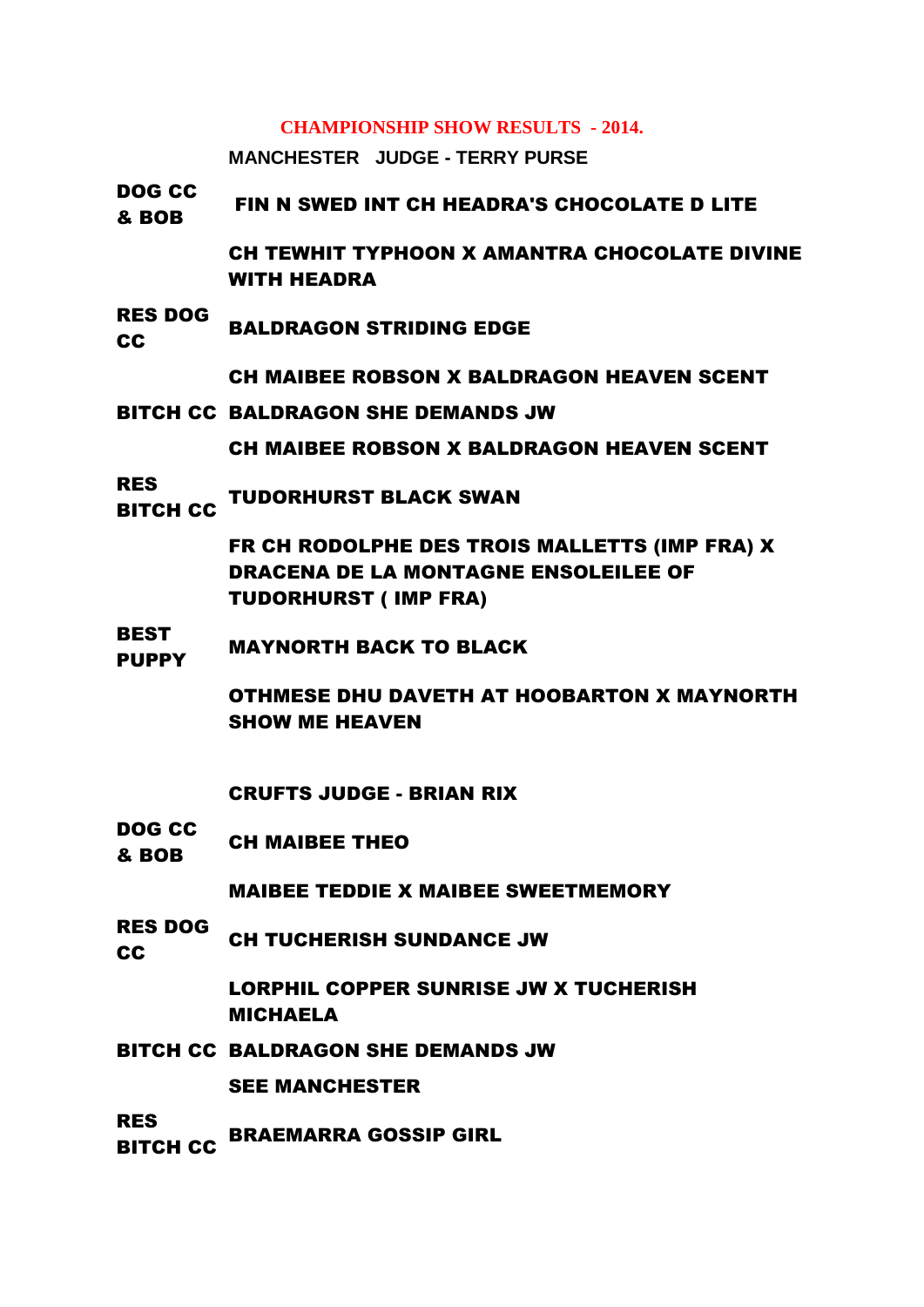# CHAMPIONSHIP SHOW RESULTS - 2014.

## MANCHESTER JUDGE - TERRY PURSE

| | |
|---|---|
| **DOG CC & BOB** | **FIN N SWED INT CH HEADRA'S CHOCOLATE D LITE** |
| | **CH TEWHIT TYPHOON X AMANTRA CHOCOLATE DIVINE WITH HEADRA** |
| **RES DOG CC** | **BALDRAGON STRIDING EDGE** |
| | **CH MAIBEE ROBSON X BALDRAGON HEAVEN SCENT** |
| **BITCH CC** | **BALDRAGON SHE DEMANDS JW** |
| | **CH MAIBEE ROBSON X BALDRAGON HEAVEN SCENT** |
| **RES BITCH CC** | **TUDORHURST BLACK SWAN** |
| | **FR CH RODOLPHE DES TROIS MALLETTS (IMP FRA) X DRACENA DE LA MONTAGNE ENSOLEILEE OF TUDORHURST ( IMP FRA)** |
| **BEST PUPPY** | **MAYNORTH BACK TO BLACK** |
| | **OTHMESE DHU DAVETH AT HOOBARTON X MAYNORTH SHOW ME HEAVEN** |

## CRUFTS JUDGE - BRIAN RIX

| | |
|---|---|
| **DOG CC & BOB** | **CH MAIBEE THEO** |
| | **MAIBEE TEDDIE X MAIBEE SWEETMEMORY** |
| **RES DOG CC** | **CH TUCHERISH SUNDANCE JW** |
| | **LORPHIL COPPER SUNRISE JW X TUCHERISH MICHAELA** |
| **BITCH CC** | **BALDRAGON SHE DEMANDS JW** |
| | **SEE MANCHESTER** |
| **RES BITCH CC** | **BRAEMARRA GOSSIP GIRL** |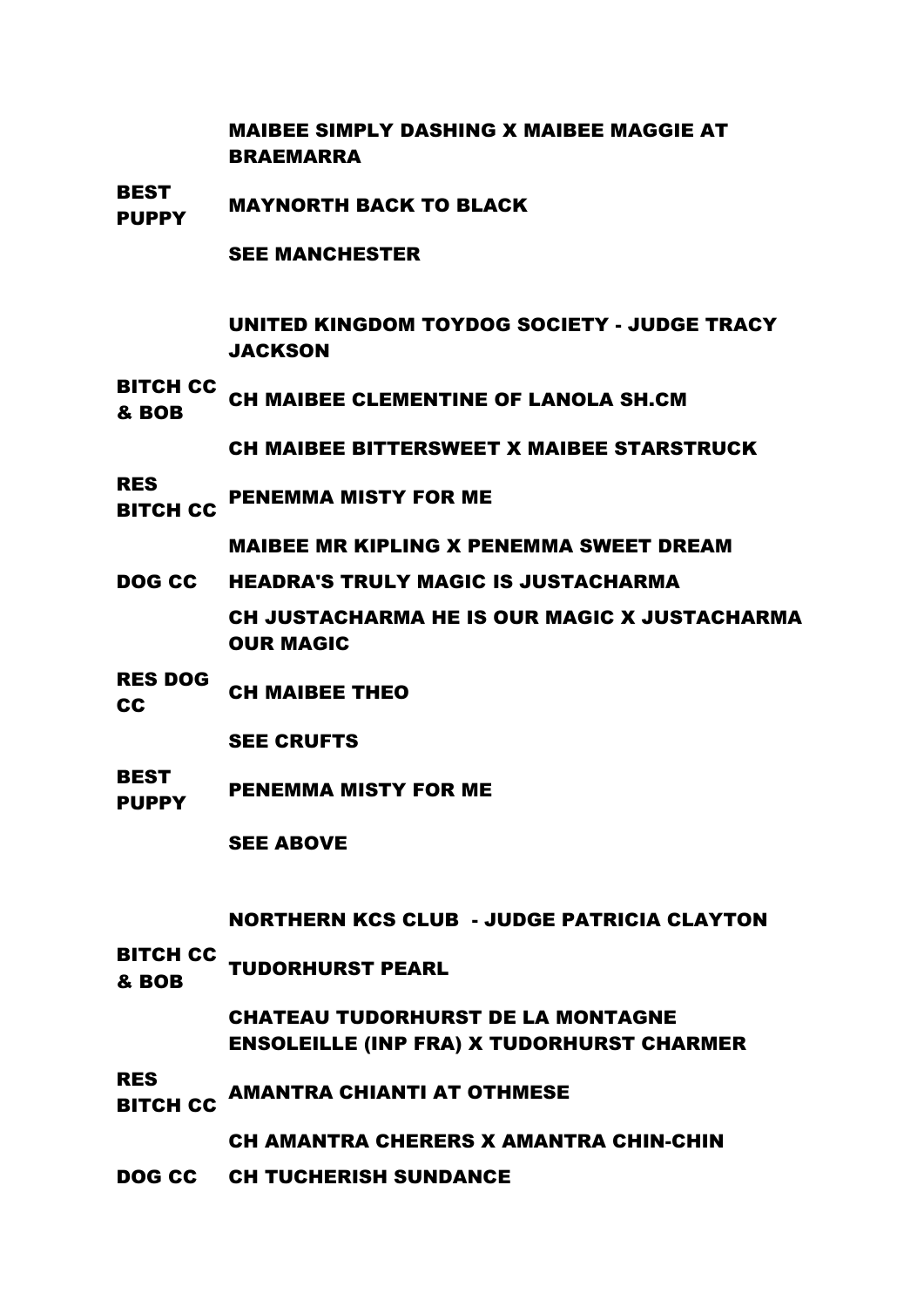| | |
|---|---|
| | MAIBEE SIMPLY DASHING X MAIBEE MAGGIE AT BRAEMARRA |
| BEST PUPPY | MAYNORTH BACK TO BLACK |
| | SEE MANCHESTER |

**UNITED KINGDOM TOYDOG SOCIETY - JUDGE TRACY JACKSON**

| | |
|---|---|
| BITCH CC & BOB | CH MAIBEE CLEMENTINE OF LANOLA SH.CM |
| | CH MAIBEE BITTERSWEET X MAIBEE STARSTRUCK |
| RES BITCH CC | PENEMMA MISTY FOR ME |
| | MAIBEE MR KIPLING X PENEMMA SWEET DREAM |
| DOG CC | HEADRA'S TRULY MAGIC IS JUSTACHARMA |
| | CH JUSTACHARMA HE IS OUR MAGIC X JUSTACHARMA OUR MAGIC |
| RES DOG CC | CH MAIBEE THEO |
| | SEE CRUFTS |
| BEST PUPPY | PENEMMA MISTY FOR ME |
| | SEE ABOVE |

**NORTHERN KCS CLUB - JUDGE PATRICIA CLAYTON**

| | |
|---|---|
| BITCH CC & BOB | TUDORHURST PEARL |
| | CHATEAU TUDORHURST DE LA MONTAGNE ENSOLEILLE (INP FRA) X TUDORHURST CHARMER |
| RES BITCH CC | AMANTRA CHIANTI AT OTHMESE |
| | CH AMANTRA CHERERS X AMANTRA CHIN-CHIN |
| DOG CC | CH TUCHERISH SUNDANCE |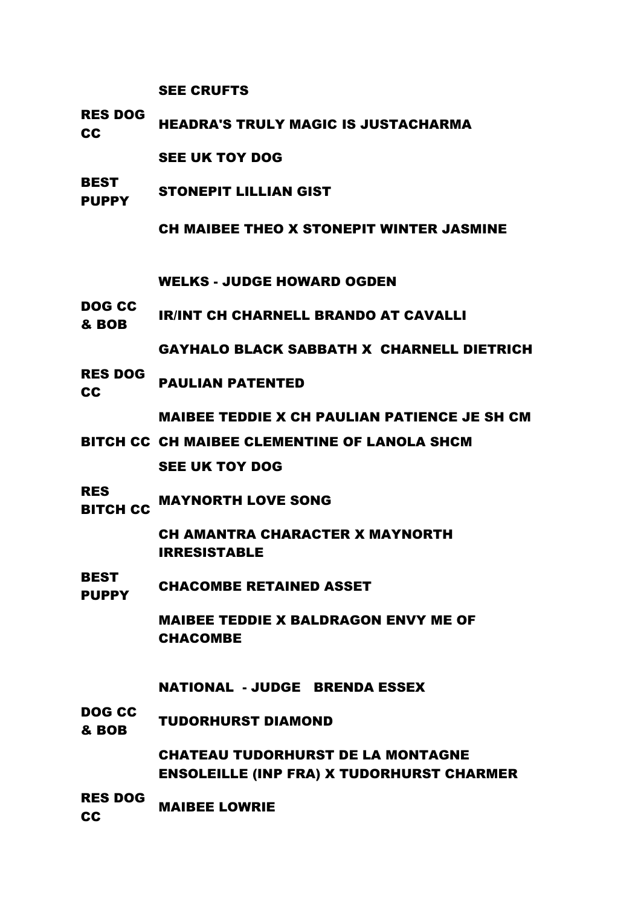| | |
|---|---|
| | SEE CRUFTS |
| RES DOG CC | HEADRA'S TRULY MAGIC IS JUSTACHARMA |
| | SEE UK TOY DOG |
| BEST PUPPY | STONEPIT LILLIAN GIST |
| | CH MAIBEE THEO X STONEPIT WINTER JASMINE |

**WELKS - JUDGE HOWARD OGDEN**

| | |
|---|---|
| DOG CC & BOB | IR/INT CH CHARNELL BRANDO AT CAVALLI |
| | GAYHALO BLACK SABBATH X CHARNELL DIETRICH |
| RES DOG CC | PAULIAN PATENTED |
| | MAIBEE TEDDIE X CH PAULIAN PATIENCE JE SH CM |
| BITCH CC | CH MAIBEE CLEMENTINE OF LANOLA SHCM |
| | SEE UK TOY DOG |
| RES BITCH CC | MAYNORTH LOVE SONG |
| | CH AMANTRA CHARACTER X MAYNORTH IRRESISTABLE |
| BEST PUPPY | CHACOMBE RETAINED ASSET |
| | MAIBEE TEDDIE X BALDRAGON ENVY ME OF CHACOMBE |

**NATIONAL - JUDGE BRENDA ESSEX**

| | |
|---|---|
| DOG CC & BOB | TUDORHURST DIAMOND |
| | CHATEAU TUDORHURST DE LA MONTAGNE ENSOLEILLE (INP FRA) X TUDORHURST CHARMER |
| RES DOG CC | MAIBEE LOWRIE |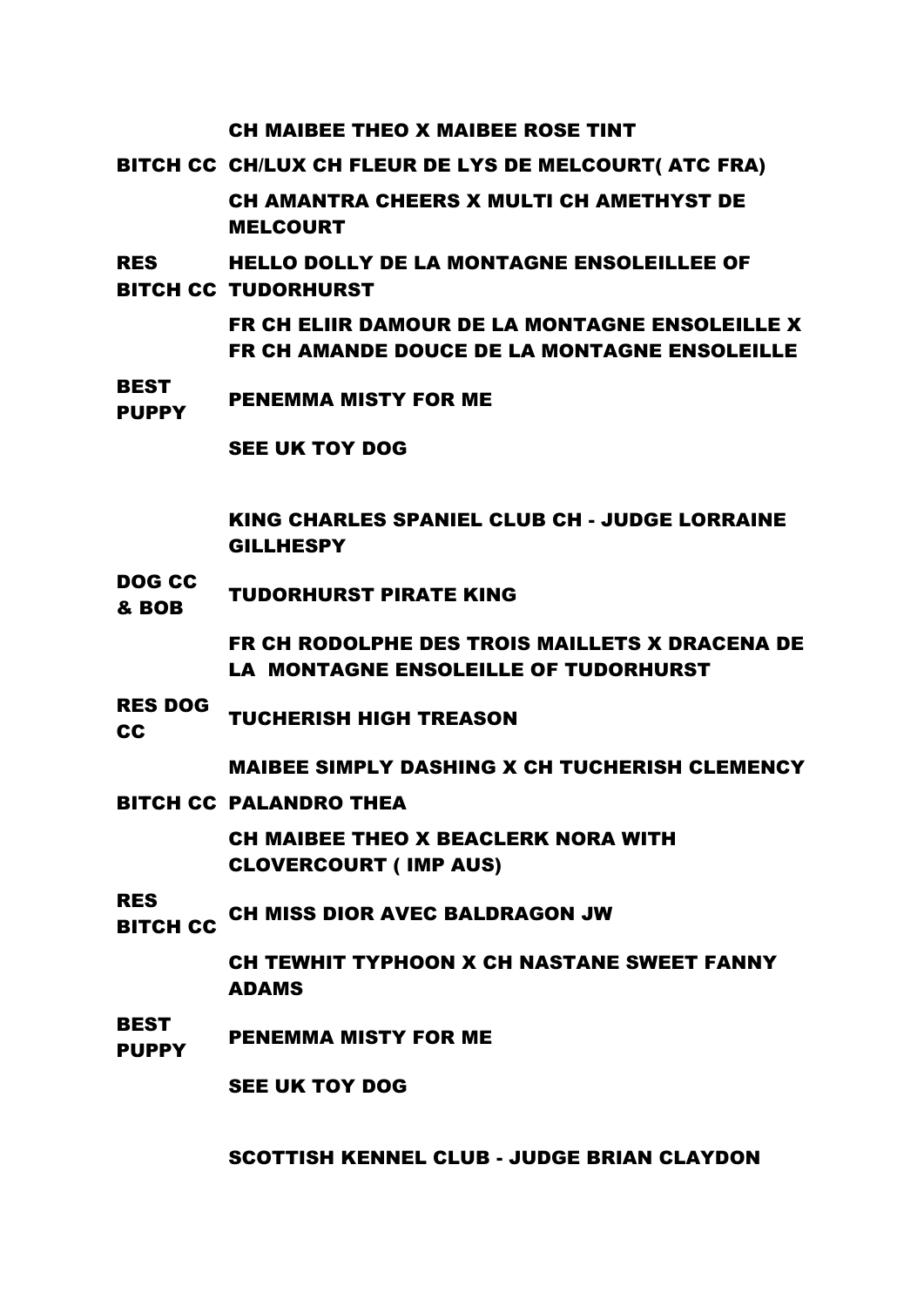| | |
|---|---|
| | CH MAIBEE THEO X MAIBEE ROSE TINT |
| BITCH CC | CH/LUX CH FLEUR DE LYS DE MELCOURT( ATC FRA) |
| | CH AMANTRA CHEERS X MULTI CH AMETHYST DE MELCOURT |
| RES BITCH CC | HELLO DOLLY DE LA MONTAGNE ENSOLEILLEE OF TUDORHURST |
| | FR CH ELIIR DAMOUR DE LA MONTAGNE ENSOLEILLE X FR CH AMANDE DOUCE DE LA MONTAGNE ENSOLEILLE |
| BEST PUPPY | PENEMMA MISTY FOR ME |
| | SEE UK TOY DOG |

**KING CHARLES SPANIEL CLUB CH - JUDGE LORRAINE GILLHESPY**

| | |
|---|---|
| DOG CC & BOB | TUDORHURST PIRATE KING |
| | FR CH RODOLPHE DES TROIS MAILLETS X DRACENA DE LA MONTAGNE ENSOLEILLE OF TUDORHURST |
| RES DOG CC | TUCHERISH HIGH TREASON |
| | MAIBEE SIMPLY DASHING X CH TUCHERISH CLEMENCY |
| BITCH CC | PALANDRO THEA |
| | CH MAIBEE THEO X BEACLERK NORA WITH CLOVERCOURT ( IMP AUS) |
| RES BITCH CC | CH MISS DIOR AVEC BALDRAGON JW |
| | CH TEWHIT TYPHOON X CH NASTANE SWEET FANNY ADAMS |
| BEST PUPPY | PENEMMA MISTY FOR ME |
| | SEE UK TOY DOG |

**SCOTTISH KENNEL CLUB - JUDGE BRIAN CLAYDON**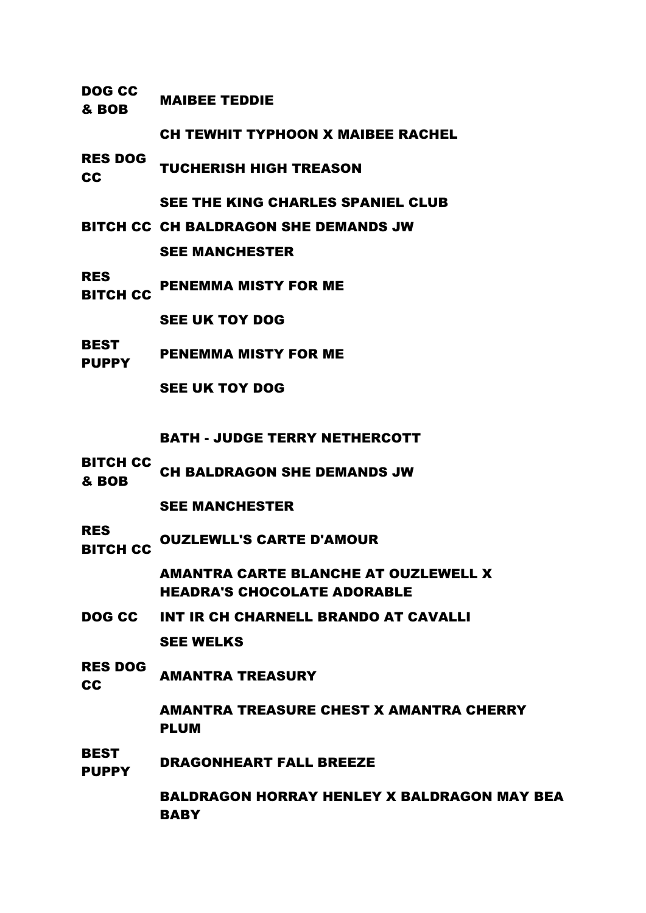| | |
|---|---|
| DOG CC & BOB | MAIBEE TEDDIE |
| | CH TEWHIT TYPHOON X MAIBEE RACHEL |
| RES DOG CC | TUCHERISH HIGH TREASON |
| | SEE THE KING CHARLES SPANIEL CLUB |
| BITCH CC | CH BALDRAGON SHE DEMANDS JW |
| | SEE MANCHESTER |
| RES BITCH CC | PENEMMA MISTY FOR ME |
| | SEE UK TOY DOG |
| BEST PUPPY | PENEMMA MISTY FOR ME |
| | SEE UK TOY DOG |

**BATH - JUDGE TERRY NETHERCOTT**

| | |
|---|---|
| BITCH CC & BOB | CH BALDRAGON SHE DEMANDS JW |
| | SEE MANCHESTER |
| RES BITCH CC | OUZLEWLL'S CARTE D'AMOUR |
| | AMANTRA CARTE BLANCHE AT OUZLEWELL X HEADRA'S CHOCOLATE ADORABLE |
| DOG CC | INT IR CH CHARNELL BRANDO AT CAVALLI |
| | SEE WELKS |
| RES DOG CC | AMANTRA TREASURY |
| | AMANTRA TREASURE CHEST X AMANTRA CHERRY PLUM |
| BEST PUPPY | DRAGONHEART FALL BREEZE |
| | BALDRAGON HORRAY HENLEY X BALDRAGON MAY BEA BABY |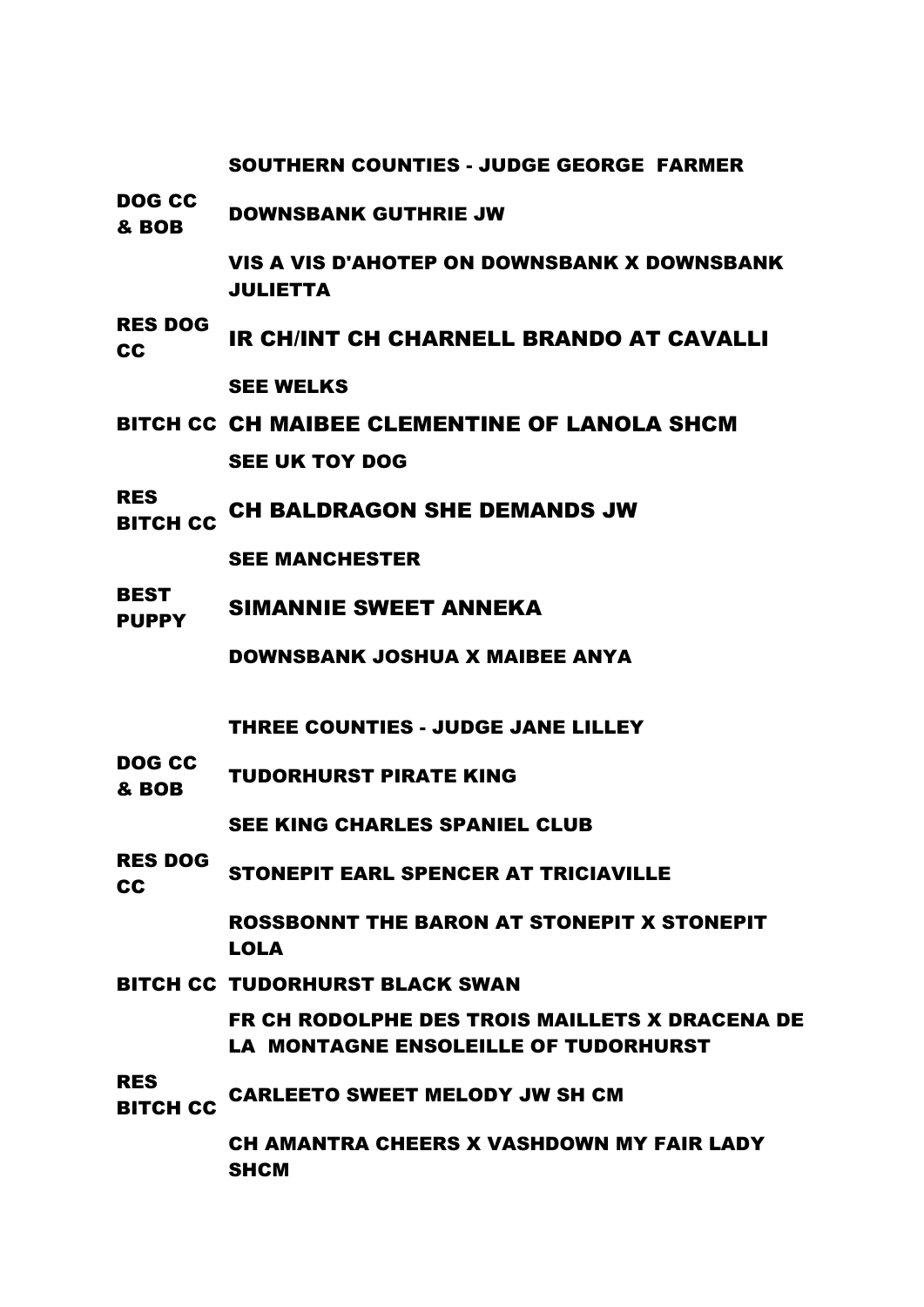## SOUTHERN COUNTIES - JUDGE GEORGE FARMER

| | |
|---|---|
| DOG CC & BOB | DOWNSBANK GUTHRIE JW |
| | VIS A VIS D'AHOTEP ON DOWNSBANK X DOWNSBANK JULIETTA |
| RES DOG CC | IR CH/INT CH CHARNELL BRANDO AT CAVALLI |
| | SEE WELKS |
| BITCH CC | CH MAIBEE CLEMENTINE OF LANOLA SHCM |
| | SEE UK TOY DOG |
| RES BITCH CC | CH BALDRAGON SHE DEMANDS JW |
| | SEE MANCHESTER |
| BEST PUPPY | SIMANNIE SWEET ANNEKA |
| | DOWNSBANK JOSHUA X MAIBEE ANYA |

## THREE COUNTIES - JUDGE JANE LILLEY

| | |
|---|---|
| DOG CC & BOB | TUDORHURST PIRATE KING |
| | SEE KING CHARLES SPANIEL CLUB |
| RES DOG CC | STONEPIT EARL SPENCER AT TRICIAVILLE |
| | ROSSBONNT THE BARON AT STONEPIT X STONEPIT LOLA |
| BITCH CC | TUDORHURST BLACK SWAN |
| | FR CH RODOLPHE DES TROIS MAILLETS X DRACENA DE LA MONTAGNE ENSOLEILLE OF TUDORHURST |
| RES BITCH CC | CARLEETO SWEET MELODY JW SH CM |
| | CH AMANTRA CHEERS X VASHDOWN MY FAIR LADY SHCM |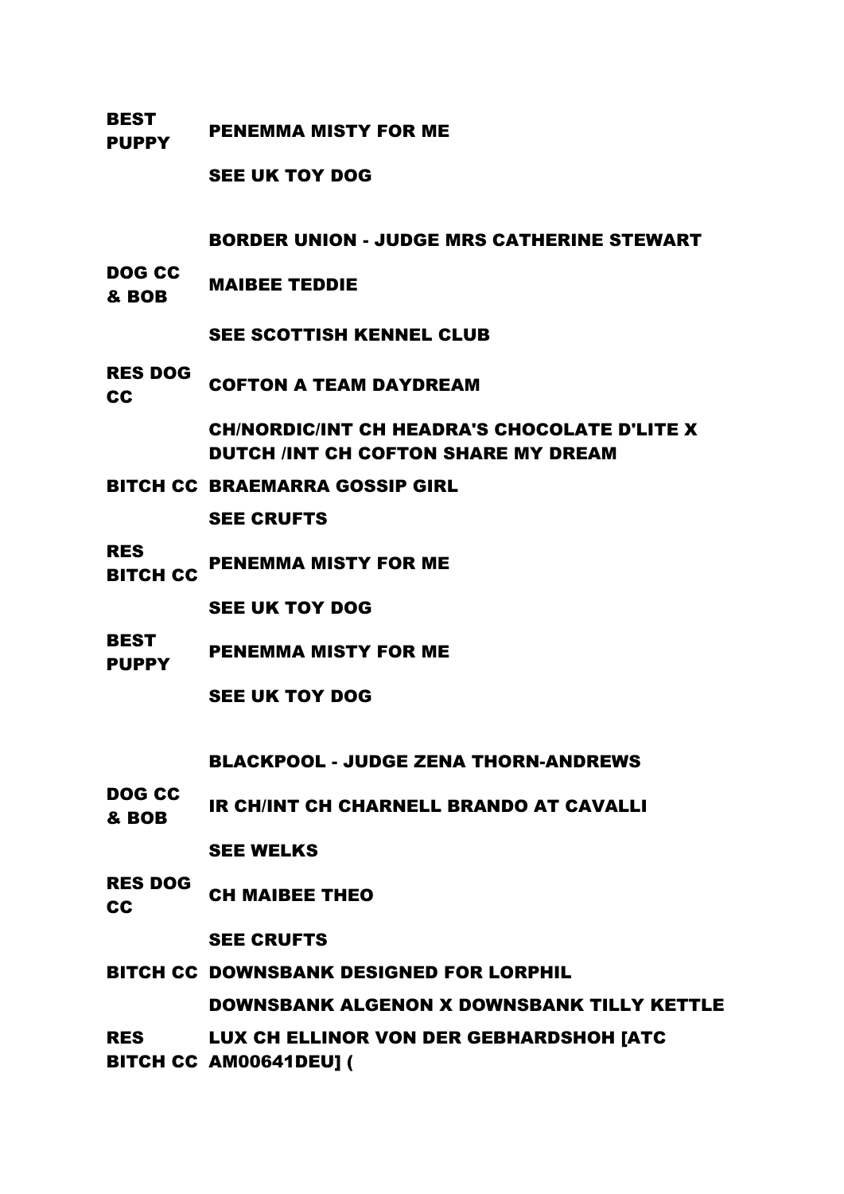| | |
|---|---|
| **BEST PUPPY** | **PENEMMA MISTY FOR ME** |
| | **SEE UK TOY DOG** |

**BORDER UNION - JUDGE MRS CATHERINE STEWART**

| | |
|---|---|
| **DOG CC & BOB** | **MAIBEE TEDDIE** |
| | **SEE SCOTTISH KENNEL CLUB** |
| **RES DOG CC** | **COFTON A TEAM DAYDREAM** |
| | **CH/NORDIC/INT CH HEADRA'S CHOCOLATE D'LITE X DUTCH /INT CH COFTON SHARE MY DREAM** |
| **BITCH CC** | **BRAEMARRA GOSSIP GIRL** |
| | **SEE CRUFTS** |
| **RES BITCH CC** | **PENEMMA MISTY FOR ME** |
| | **SEE UK TOY DOG** |
| **BEST PUPPY** | **PENEMMA MISTY FOR ME** |
| | **SEE UK TOY DOG** |

**BLACKPOOL - JUDGE ZENA THORN-ANDREWS**

| | |
|---|---|
| **DOG CC & BOB** | **IR CH/INT CH CHARNELL BRANDO AT CAVALLI** |
| | **SEE WELKS** |
| **RES DOG CC** | **CH MAIBEE THEO** |
| | **SEE CRUFTS** |
| **BITCH CC** | **DOWNSBANK DESIGNED FOR LORPHIL** |
| | **DOWNSBANK ALGENON X DOWNSBANK TILLY KETTLE** |
| **RES BITCH CC** | **LUX CH ELLINOR VON DER GEBHARDSHOH [ATC AM00641DEU] (** |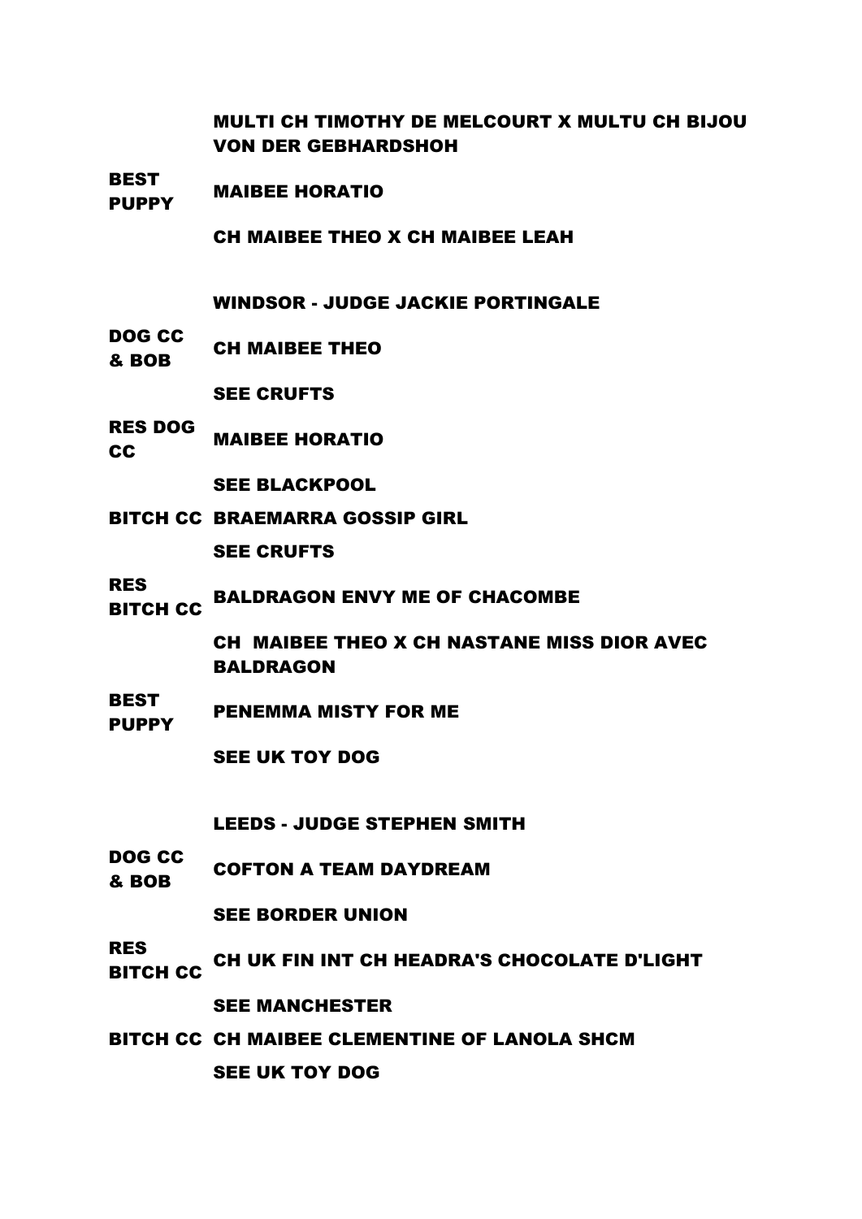| | |
|---|---|
| | MULTI CH TIMOTHY DE MELCOURT X MULTU CH BIJOU VON DER GEBHARDSHOH |
| BEST PUPPY | MAIBEE HORATIO |
| | CH MAIBEE THEO X CH MAIBEE LEAH |

**WINDSOR - JUDGE JACKIE PORTINGALE**

| | |
|---|---|
| DOG CC & BOB | CH MAIBEE THEO |
| | SEE CRUFTS |
| RES DOG CC | MAIBEE HORATIO |
| | SEE BLACKPOOL |
| BITCH CC | BRAEMARRA GOSSIP GIRL |
| | SEE CRUFTS |
| RES BITCH CC | BALDRAGON ENVY ME OF CHACOMBE |
| | CH  MAIBEE THEO X CH NASTANE MISS DIOR AVEC BALDRAGON |
| BEST PUPPY | PENEMMA MISTY FOR ME |
| | SEE UK TOY DOG |

**LEEDS - JUDGE STEPHEN SMITH**

| | |
|---|---|
| DOG CC & BOB | COFTON A TEAM DAYDREAM |
| | SEE BORDER UNION |
| RES BITCH CC | CH UK FIN INT CH HEADRA'S CHOCOLATE D'LIGHT |
| | SEE MANCHESTER |
| BITCH CC | CH MAIBEE CLEMENTINE OF LANOLA SHCM |
| | SEE UK TOY DOG |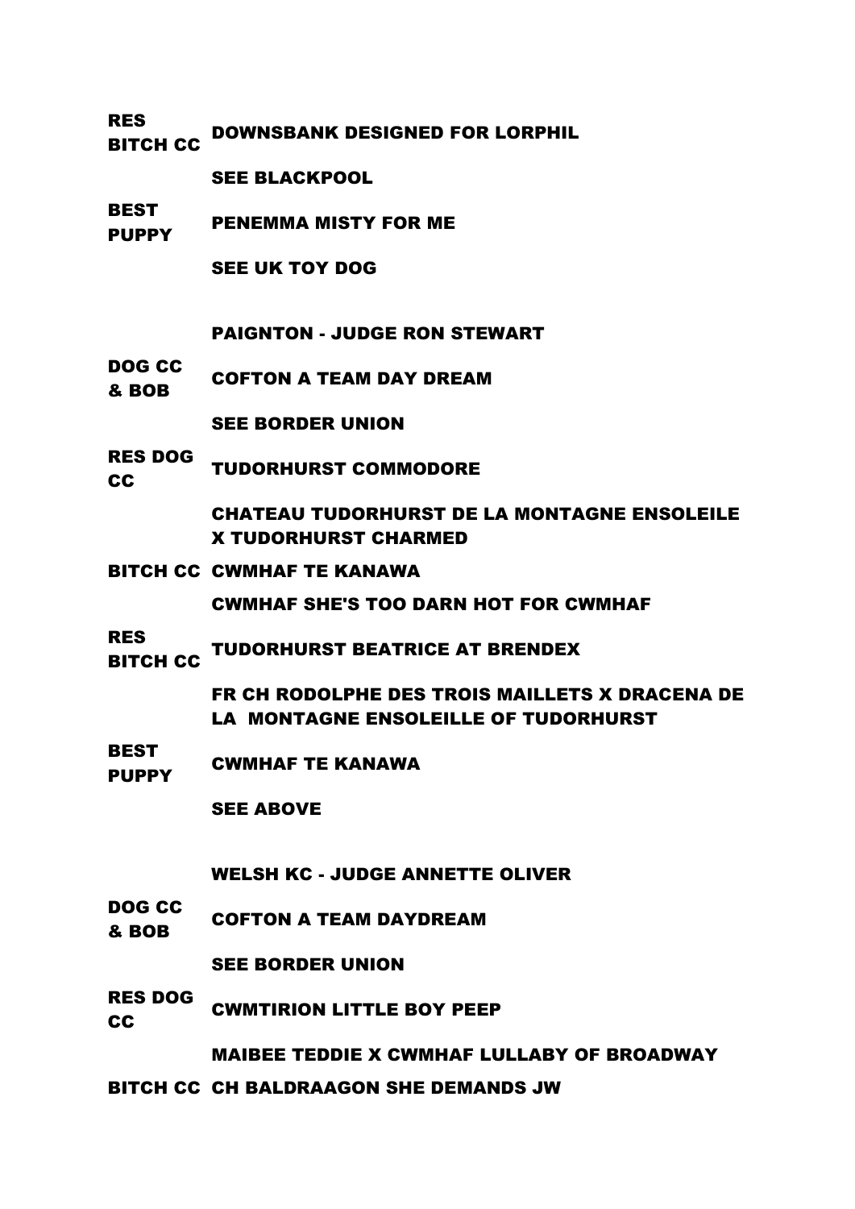| | |
|---|---|
| **RES BITCH CC** | **DOWNSBANK DESIGNED FOR LORPHIL** |
| | **SEE BLACKPOOL** |
| **BEST PUPPY** | **PENEMMA MISTY FOR ME** |
| | **SEE UK TOY DOG** |

### PAIGNTON - JUDGE RON STEWART

| | |
|---|---|
| **DOG CC & BOB** | **COFTON A TEAM DAY DREAM** |
| | **SEE BORDER UNION** |
| **RES DOG CC** | **TUDORHURST COMMODORE** |
| | **CHATEAU TUDORHURST DE LA MONTAGNE ENSOLEILE X TUDORHURST CHARMED** |
| **BITCH CC** | **CWMHAF TE KANAWA** |
| | **CWMHAF SHE'S TOO DARN HOT FOR CWMHAF** |
| **RES BITCH CC** | **TUDORHURST BEATRICE AT BRENDEX** |
| | **FR CH RODOLPHE DES TROIS MAILLETS X DRACENA DE LA MONTAGNE ENSOLEILLE OF TUDORHURST** |
| **BEST PUPPY** | **CWMHAF TE KANAWA** |
| | **SEE ABOVE** |

### WELSH KC - JUDGE ANNETTE OLIVER

| | |
|---|---|
| **DOG CC & BOB** | **COFTON A TEAM DAYDREAM** |
| | **SEE BORDER UNION** |
| **RES DOG CC** | **CWMTIRION LITTLE BOY PEEP** |
| | **MAIBEE TEDDIE X CWMHAF LULLABY OF BROADWAY** |
| **BITCH CC** | **CH BALDRAAGON SHE DEMANDS JW** |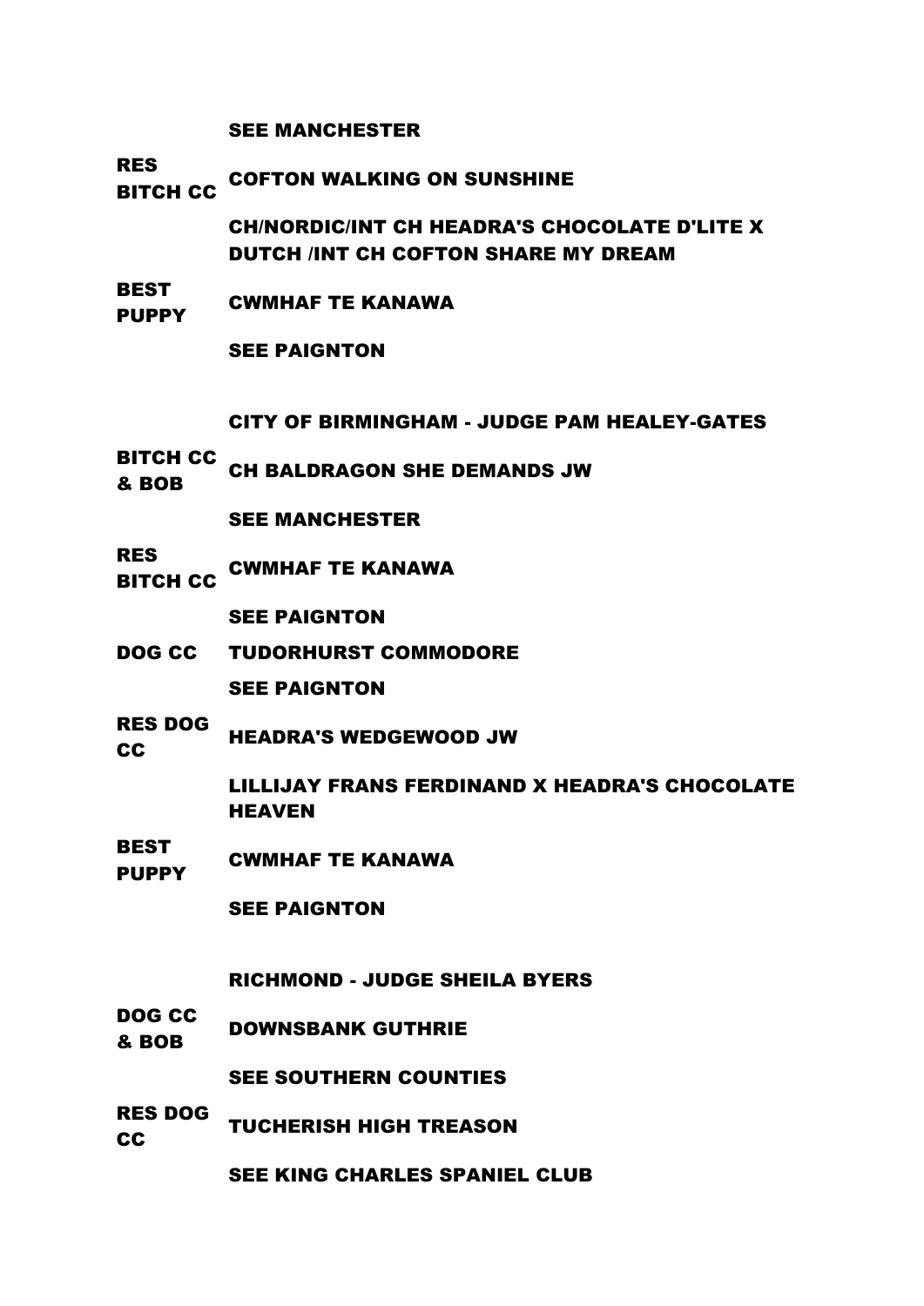SEE MANCHESTER

**RES BITCH CC** COFTON WALKING ON SUNSHINE

CH/NORDIC/INT CH HEADRA'S CHOCOLATE D'LITE X DUTCH /INT CH COFTON SHARE MY DREAM

**BEST PUPPY** CWMHAF TE KANAWA

SEE PAIGNTON

### CITY OF BIRMINGHAM - JUDGE PAM HEALEY-GATES

**BITCH CC & BOB** CH BALDRAGON SHE DEMANDS JW

SEE MANCHESTER

**RES BITCH CC** CWMHAF TE KANAWA

SEE PAIGNTON

**DOG CC** TUDORHURST COMMODORE

SEE PAIGNTON

**RES DOG CC** HEADRA'S WEDGEWOOD JW

LILLIJAY FRANS FERDINAND X HEADRA'S CHOCOLATE HEAVEN

**BEST PUPPY** CWMHAF TE KANAWA

SEE PAIGNTON

### RICHMOND - JUDGE SHEILA BYERS

**DOG CC & BOB** DOWNSBANK GUTHRIE

SEE SOUTHERN COUNTIES

**RES DOG CC** TUCHERISH HIGH TREASON

SEE KING CHARLES SPANIEL CLUB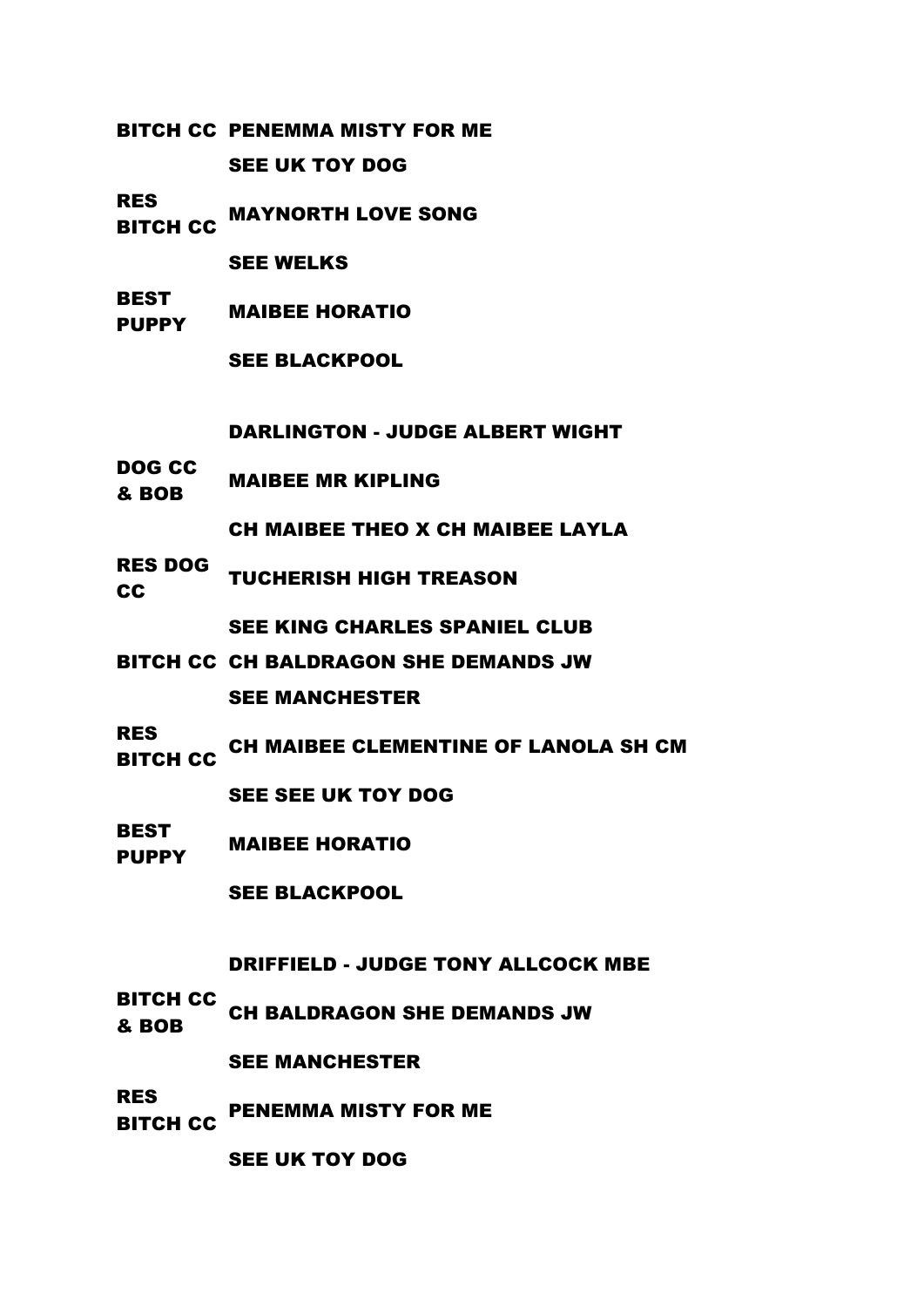| | |
|---|---|
| **BITCH CC** | **PENEMMA MISTY FOR ME** |
| | **SEE UK TOY DOG** |
| **RES BITCH CC** | **MAYNORTH LOVE SONG** |
| | **SEE WELKS** |
| **BEST PUPPY** | **MAIBEE HORATIO** |
| | **SEE BLACKPOOL** |

## DARLINGTON - JUDGE ALBERT WIGHT

| | |
|---|---|
| **DOG CC & BOB** | **MAIBEE MR KIPLING** |
| | **CH MAIBEE THEO X CH MAIBEE LAYLA** |
| **RES DOG CC** | **TUCHERISH HIGH TREASON** |
| | **SEE KING CHARLES SPANIEL CLUB** |
| **BITCH CC** | **CH BALDRAGON SHE DEMANDS JW** |
| | **SEE MANCHESTER** |
| **RES BITCH CC** | **CH MAIBEE CLEMENTINE OF LANOLA SH CM** |
| | **SEE SEE UK TOY DOG** |
| **BEST PUPPY** | **MAIBEE HORATIO** |
| | **SEE BLACKPOOL** |

## DRIFFIELD - JUDGE TONY ALLCOCK MBE

| | |
|---|---|
| **BITCH CC & BOB** | **CH BALDRAGON SHE DEMANDS JW** |
| | **SEE MANCHESTER** |
| **RES BITCH CC** | **PENEMMA MISTY FOR ME** |
| | **SEE UK TOY DOG** |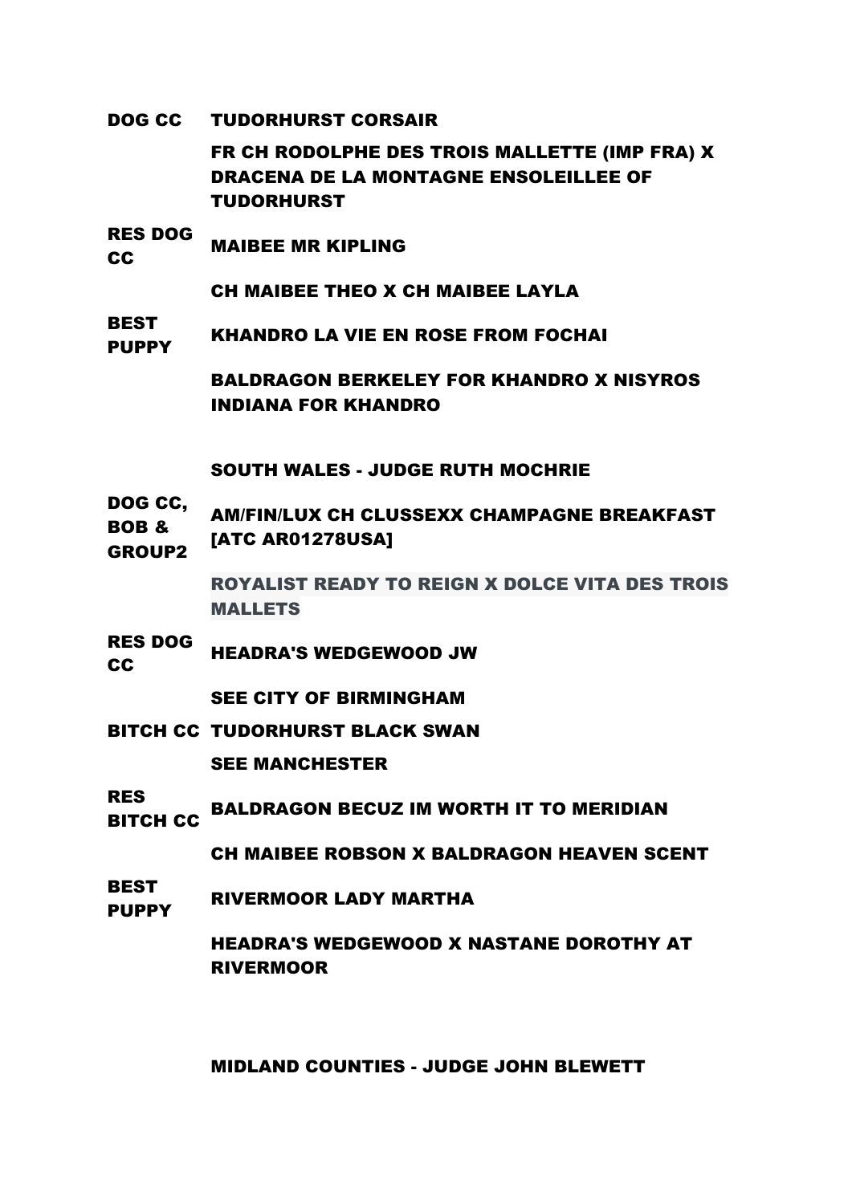| | |
|---|---|
| DOG CC | TUDORHURST CORSAIR |
| | FR CH RODOLPHE DES TROIS MALLETTE (IMP FRA) X DRACENA DE LA MONTAGNE ENSOLEILLEE OF TUDORHURST |
| RES DOG CC | MAIBEE MR KIPLING |
| | CH MAIBEE THEO X CH MAIBEE LAYLA |
| BEST PUPPY | KHANDRO LA VIE EN ROSE FROM FOCHAI |
| | BALDRAGON BERKELEY FOR KHANDRO X NISYROS INDIANA FOR KHANDRO |

**SOUTH WALES - JUDGE RUTH MOCHRIE**

| | |
|---|---|
| DOG CC, BOB & GROUP2 | AM/FIN/LUX CH CLUSSEXX CHAMPAGNE BREAKFAST [ATC AR01278USA] |
| | ROYALIST READY TO REIGN X DOLCE VITA DES TROIS MALLETS |
| RES DOG CC | HEADRA'S WEDGEWOOD JW |
| | SEE CITY OF BIRMINGHAM |
| BITCH CC | TUDORHURST BLACK SWAN |
| | SEE MANCHESTER |
| RES BITCH CC | BALDRAGON BECUZ IM WORTH IT TO MERIDIAN |
| | CH MAIBEE ROBSON X BALDRAGON HEAVEN SCENT |
| BEST PUPPY | RIVERMOOR LADY MARTHA |
| | HEADRA'S WEDGEWOOD X NASTANE DOROTHY AT RIVERMOOR |

**MIDLAND COUNTIES - JUDGE JOHN BLEWETT**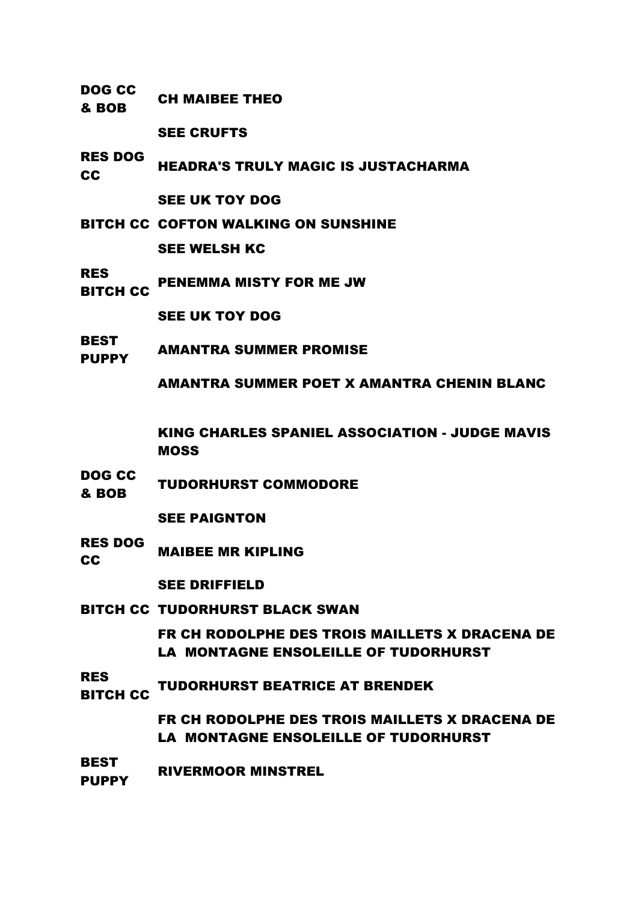| | |
|---|---|
| DOG CC & BOB | CH MAIBEE THEO |
| | SEE CRUFTS |
| RES DOG CC | HEADRA'S TRULY MAGIC IS JUSTACHARMA |
| | SEE UK TOY DOG |
| BITCH CC | COFTON WALKING ON SUNSHINE |
| | SEE WELSH KC |
| RES BITCH CC | PENEMMA MISTY FOR ME JW |
| | SEE UK TOY DOG |
| BEST PUPPY | AMANTRA SUMMER PROMISE |
| | AMANTRA SUMMER POET X AMANTRA CHENIN BLANC |

## KING CHARLES SPANIEL ASSOCIATION - JUDGE MAVIS MOSS

| | |
|---|---|
| DOG CC & BOB | TUDORHURST COMMODORE |
| | SEE PAIGNTON |
| RES DOG CC | MAIBEE MR KIPLING |
| | SEE DRIFFIELD |
| BITCH CC | TUDORHURST BLACK SWAN |
| | FR CH RODOLPHE DES TROIS MAILLETS X DRACENA DE LA MONTAGNE ENSOLEILLE OF TUDORHURST |
| RES BITCH CC | TUDORHURST BEATRICE AT BRENDEK |
| | FR CH RODOLPHE DES TROIS MAILLETS X DRACENA DE LA MONTAGNE ENSOLEILLE OF TUDORHURST |
| BEST PUPPY | RIVERMOOR MINSTREL |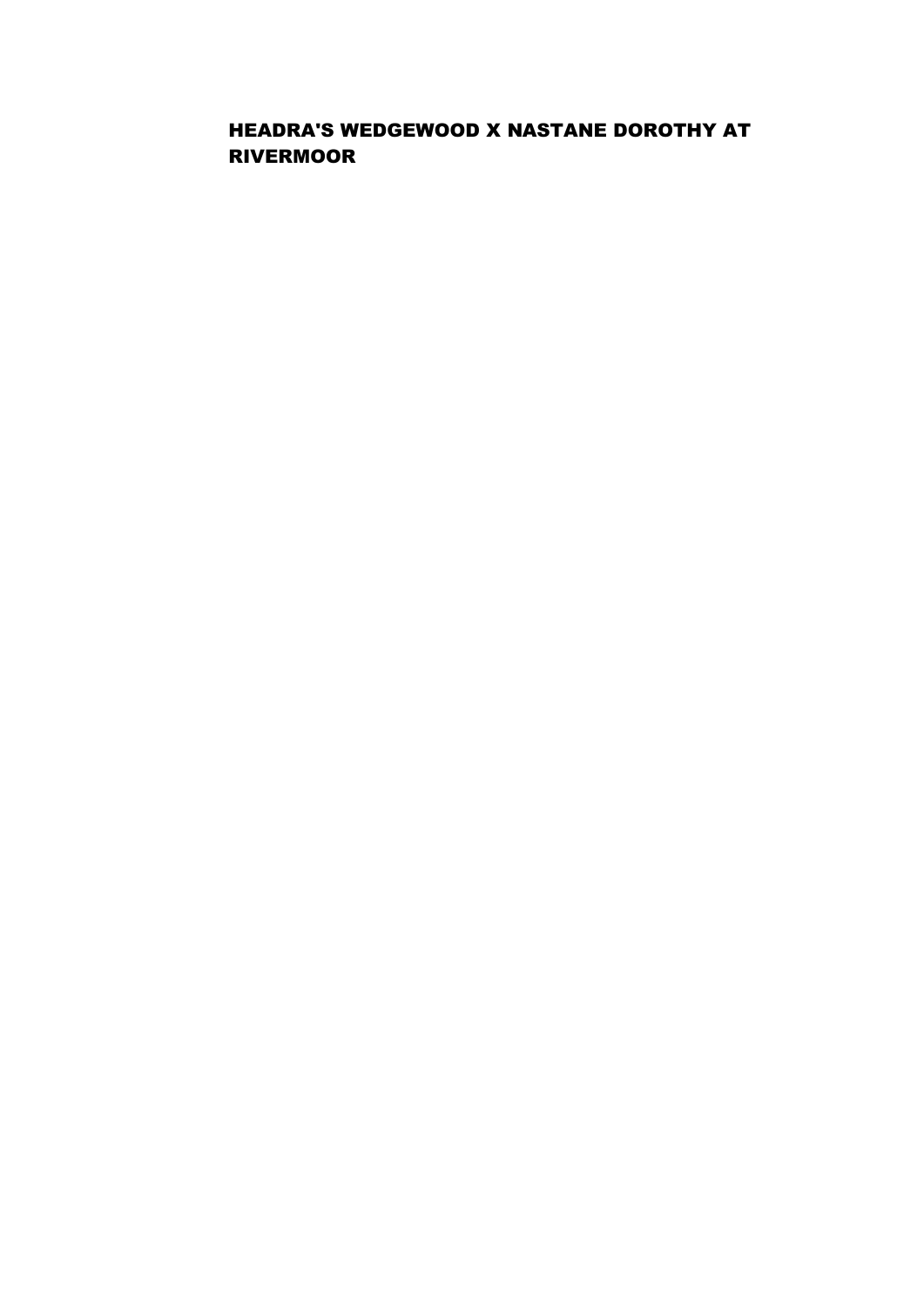## HEADRA'S WEDGEWOOD X NASTANE DOROTHY AT RIVERMOOR